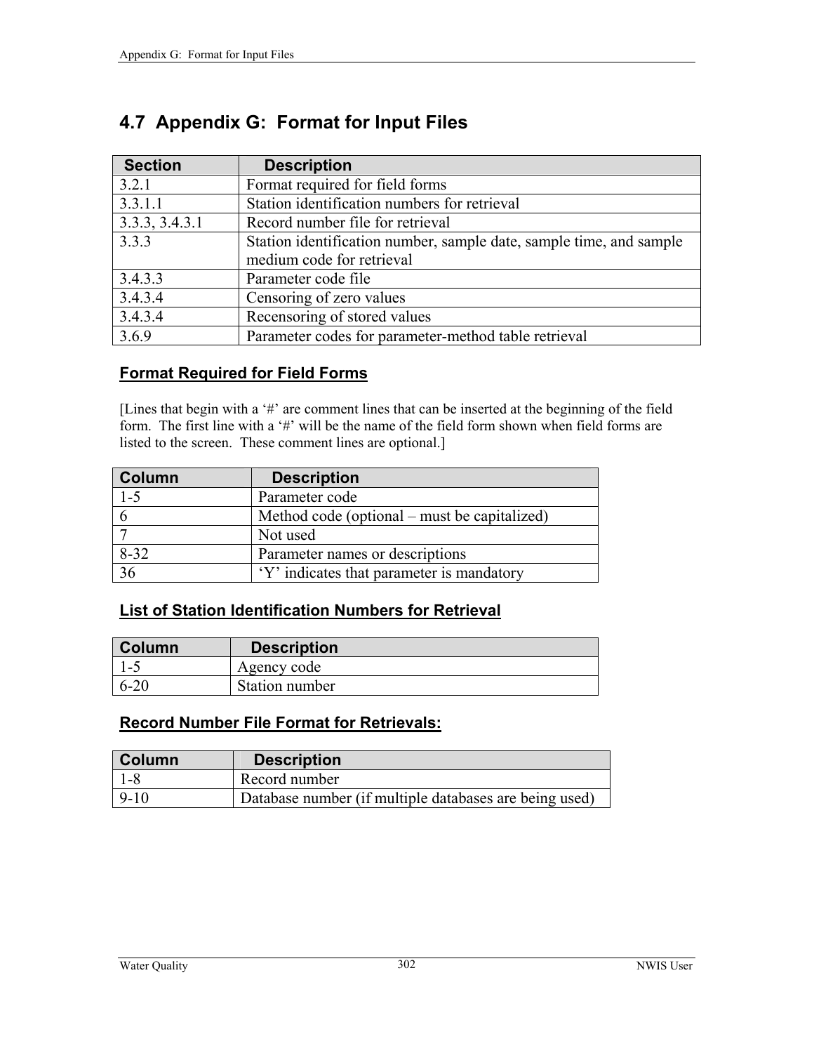# 4.7 Appendix G: Format for Input Files

| Section | Description |
|---|---|
| 3.2.1 | Format required for field forms |
| 3.3.1.1 | Station identification numbers for retrieval |
| 3.3.3, 3.4.3.1 | Record number file for retrieval |
| 3.3.3 | Station identification number, sample date, sample time, and sample medium code for retrieval |
| 3.4.3.3 | Parameter code file |
| 3.4.3.4 | Censoring of zero values |
| 3.4.3.4 | Recensoring of stored values |
| 3.6.9 | Parameter codes for parameter-method table retrieval |

## Format Required for Field Forms

[Lines that begin with a '#' are comment lines that can be inserted at the beginning of the field form. The first line with a '#' will be the name of the field form shown when field forms are listed to the screen. These comment lines are optional.]

| Column | Description |
|---|---|
| 1-5 | Parameter code |
| 6 | Method code (optional – must be capitalized) |
| 7 | Not used |
| 8-32 | Parameter names or descriptions |
| 36 | 'Y' indicates that parameter is mandatory |

## List of Station Identification Numbers for Retrieval

| Column | Description |
|---|---|
| 1-5 | Agency code |
| 6-20 | Station number |

## Record Number File Format for Retrievals:

| Column | Description |
|---|---|
| 1-8 | Record number |
| 9-10 | Database number (if multiple databases are being used) |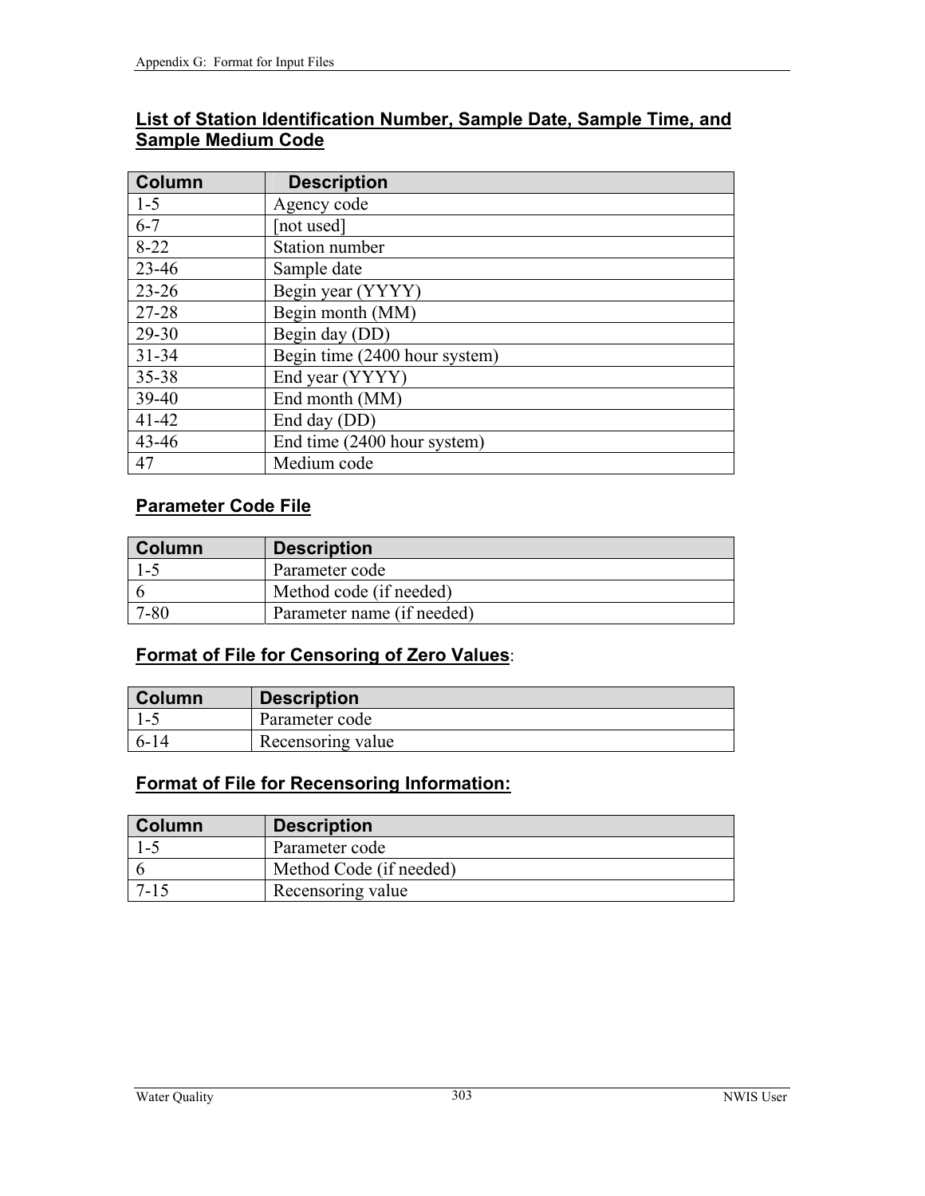## List of Station Identification Number, Sample Date, Sample Time, and Sample Medium Code

| Column | Description |
|---|---|
| 1-5 | Agency code |
| 6-7 | [not used] |
| 8-22 | Station number |
| 23-46 | Sample date |
| 23-26 | Begin year (YYYY) |
| 27-28 | Begin month (MM) |
| 29-30 | Begin day (DD) |
| 31-34 | Begin time (2400 hour system) |
| 35-38 | End year (YYYY) |
| 39-40 | End month (MM) |
| 41-42 | End day (DD) |
| 43-46 | End time (2400 hour system) |
| 47 | Medium code |

## Parameter Code File

| Column | Description |
|---|---|
| 1-5 | Parameter code |
| 6 | Method code (if needed) |
| 7-80 | Parameter name (if needed) |

## Format of File for Censoring of Zero Values:

| Column | Description |
|---|---|
| 1-5 | Parameter code |
| 6-14 | Recensoring value |

## Format of File for Recensoring Information:

| Column | Description |
|---|---|
| 1-5 | Parameter code |
| 6 | Method Code (if needed) |
| 7-15 | Recensoring value |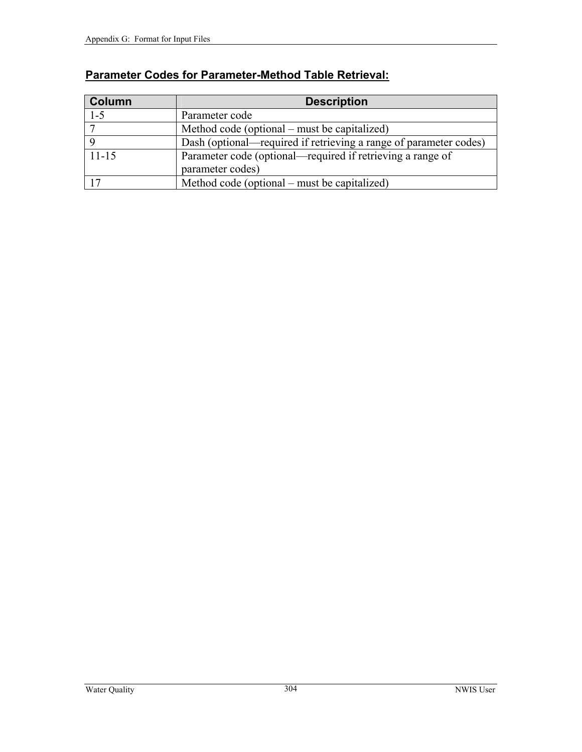## Parameter Codes for Parameter-Method Table Retrieval:

| Column | Description |
|---|---|
| 1-5 | Parameter code |
| 7 | Method code (optional – must be capitalized) |
| 9 | Dash (optional—required if retrieving a range of parameter codes) |
| 11-15 | Parameter code (optional—required if retrieving a range of parameter codes) |
| 17 | Method code (optional – must be capitalized) |